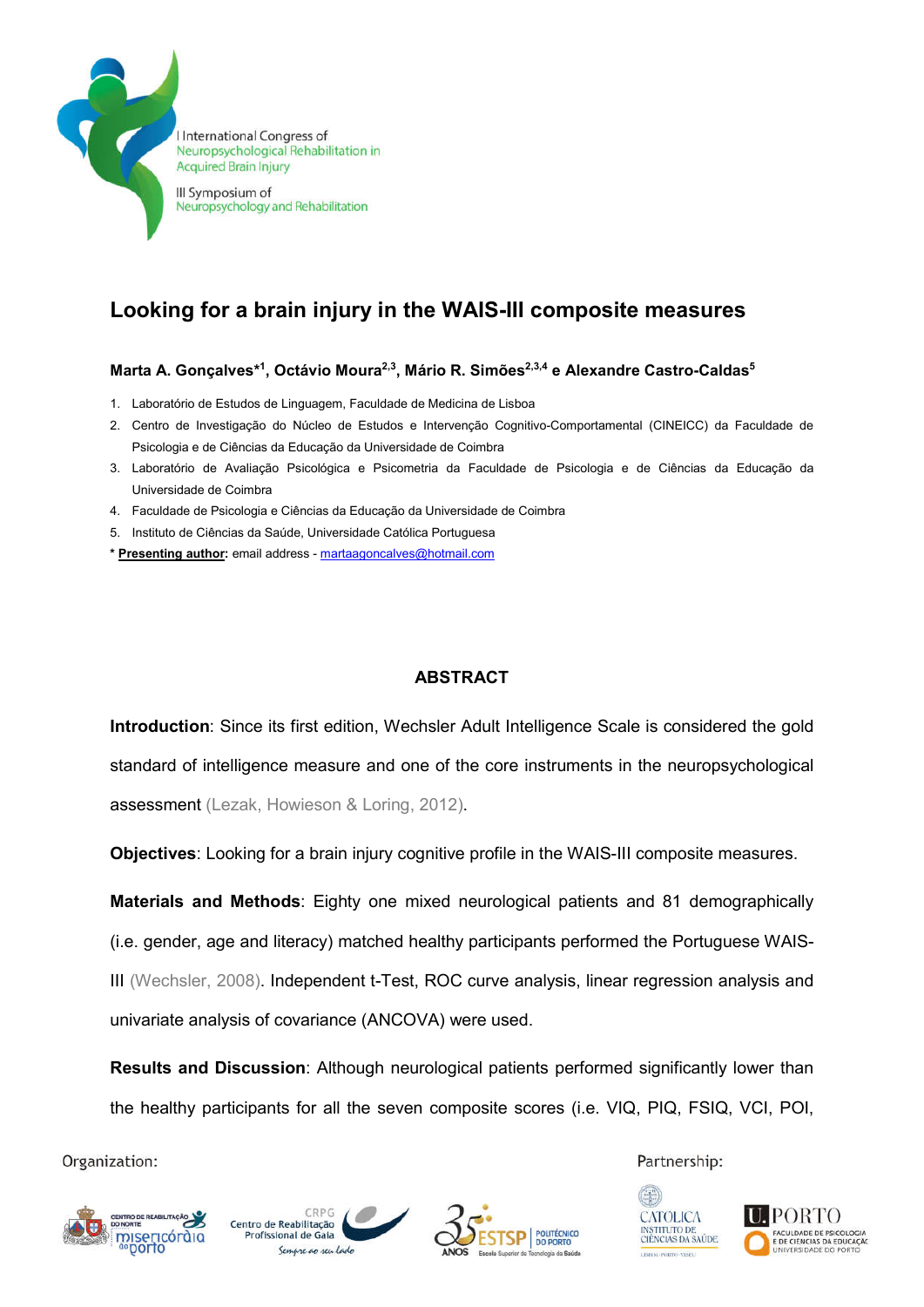I International Congress of Neuropsychological Rehabilitation in Acquired Brain Injury

III Symposium of Neuropsychology and Rehabilitation

# Looking for a brain injury in the WAIS-III composite measures

**Marta A. Gonçalves*[1], Octávio Moura[2,3], Mário R. Simões[2,3,4] e Alexandre Castro-Caldas[5]**

1. Laboratório de Estudos de Linguagem, Faculdade de Medicina de Lisboa
2. Centro de Investigação do Núcleo de Estudos e Intervenção Cognitivo-Comportamental (CINEICC) da Faculdade de Psicologia e de Ciências da Educação da Universidade de Coimbra
3. Laboratório de Avaliação Psicológica e Psicometria da Faculdade de Psicologia e de Ciências da Educação da Universidade de Coimbra
4. Faculdade de Psicologia e Ciências da Educação da Universidade de Coimbra
5. Instituto de Ciências da Saúde, Universidade Católica Portuguesa

\* **Presenting author:** email address - martaagoncalves@hotmail.com

## ABSTRACT

**Introduction**: Since its first edition, Wechsler Adult Intelligence Scale is considered the gold standard of intelligence measure and one of the core instruments in the neuropsychological assessment (Lezak, Howieson & Loring, 2012).

**Objectives**: Looking for a brain injury cognitive profile in the WAIS-III composite measures.

**Materials and Methods**: Eighty one mixed neurological patients and 81 demographically (i.e. gender, age and literacy) matched healthy participants performed the Portuguese WAIS-III (Wechsler, 2008). Independent t-Test, ROC curve analysis, linear regression analysis and univariate analysis of covariance (ANCOVA) were used.

**Results and Discussion**: Although neurological patients performed significantly lower than the healthy participants for all the seven composite scores (i.e. VIQ, PIQ, FSIQ, VCI, POI,

Organization:

Partnership: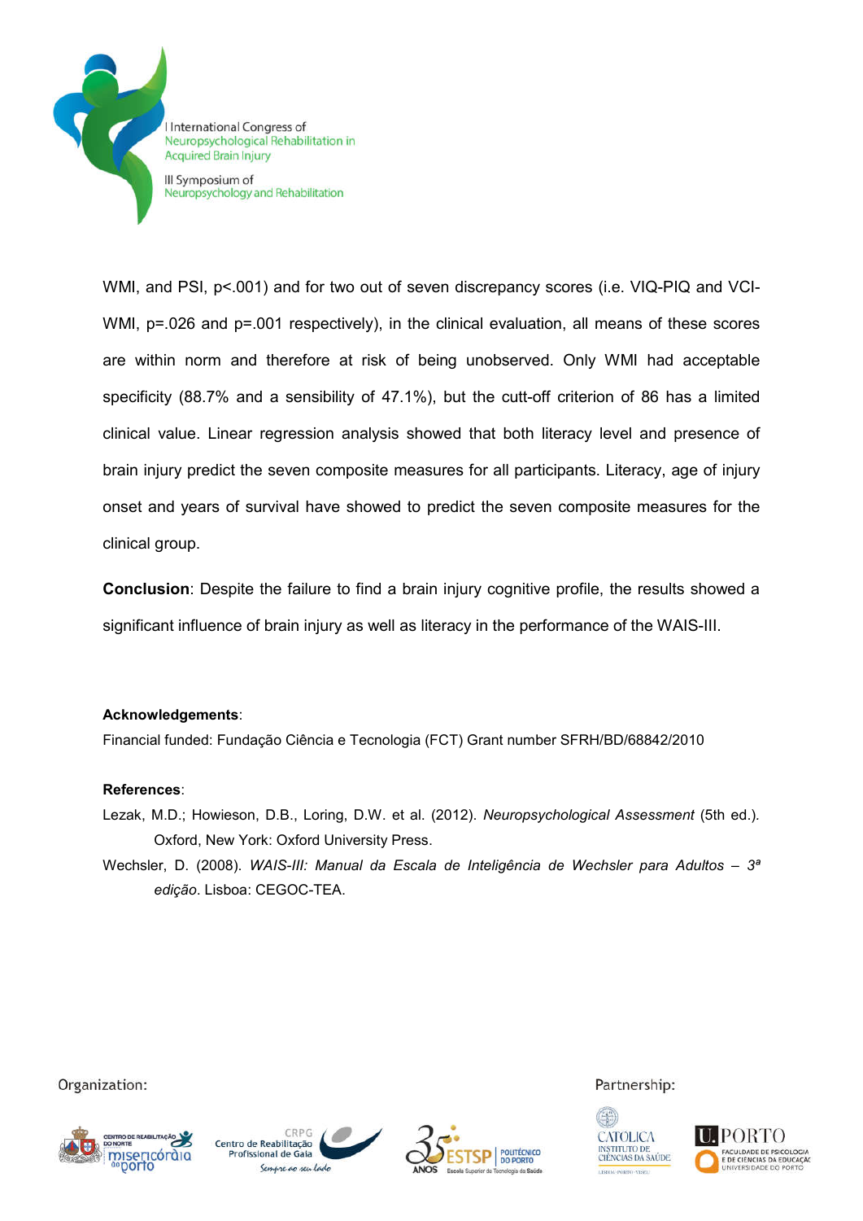WMI, and PSI, $p<.001$) and for two out of seven discrepancy scores (i.e. VIQ-PIQ and VCI-WMI, $p=.026$ and $p=.001$ respectively), in the clinical evaluation, all means of these scores are within norm and therefore at risk of being unobserved. Only WMI had acceptable specificity (88.7% and a sensibility of 47.1%), but the cutt-off criterion of 86 has a limited clinical value. Linear regression analysis showed that both literacy level and presence of brain injury predict the seven composite measures for all participants. Literacy, age of injury onset and years of survival have showed to predict the seven composite measures for the clinical group.

**Conclusion**: Despite the failure to find a brain injury cognitive profile, the results showed a significant influence of brain injury as well as literacy in the performance of the WAIS-III.

**Acknowledgements**:

Financial funded: Fundação Ciência e Tecnologia (FCT) Grant number SFRH/BD/68842/2010

**References**:

Lezak, M.D.; Howieson, D.B., Loring, D.W. et al. (2012). *Neuropsychological Assessment* (5th ed.). Oxford, New York: Oxford University Press.

Wechsler, D. (2008). *WAIS-III: Manual da Escala de Inteligência de Wechsler para Adultos – 3ª edição*. Lisboa: CEGOC-TEA.

Organization:

Partnership: